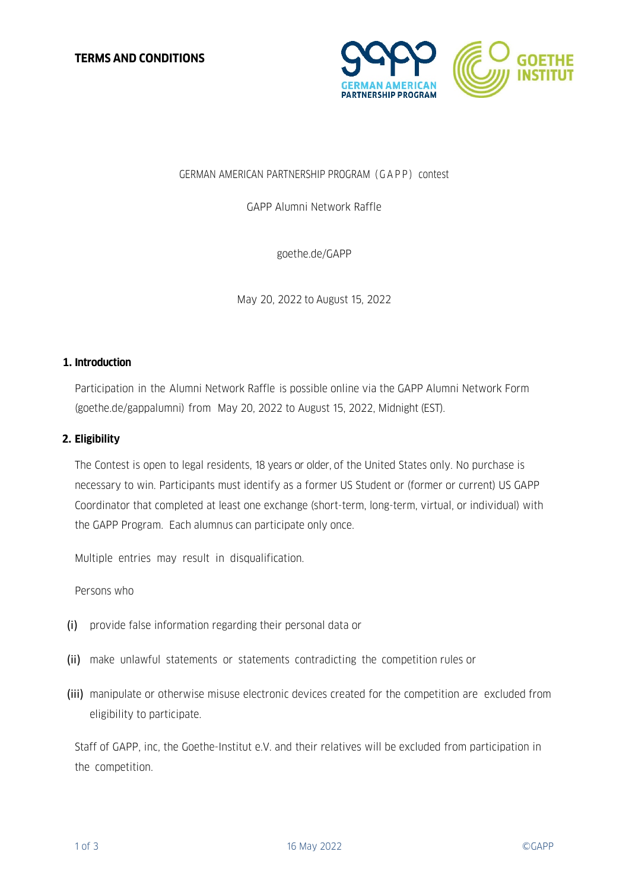**TERMS AND CONDITIONS**

GERMAN AMERICAN PARTNERSHIP PROGRAM (GAPP) contest

GAPP Alumni Network Raffle

goethe.de/GAPP

May 20, 2022 to August 15, 2022

## 1. Introduction

Participation in the Alumni Network Raffle is possible online via the GAPP Alumni Network Form (goethe.de/gappalumni) from May 20, 2022 to August 15, 2022, Midnight (EST).

## 2. Eligibility

The Contest is open to legal residents, 18 years or older, of the United States only. No purchase is necessary to win. Participants must identify as a former US Student or (former or current) US GAPP Coordinator that completed at least one exchange (short-term, long-term, virtual, or individual) with the GAPP Program. Each alumnus can participate only once.

Multiple entries may result in disqualification.

Persons who

(i) provide false information regarding their personal data or

(ii) make unlawful statements or statements contradicting the competition rules or

(iii) manipulate or otherwise misuse electronic devices created for the competition are excluded from eligibility to participate.

Staff of GAPP, inc, the Goethe-Institut e.V. and their relatives will be excluded from participation in the competition.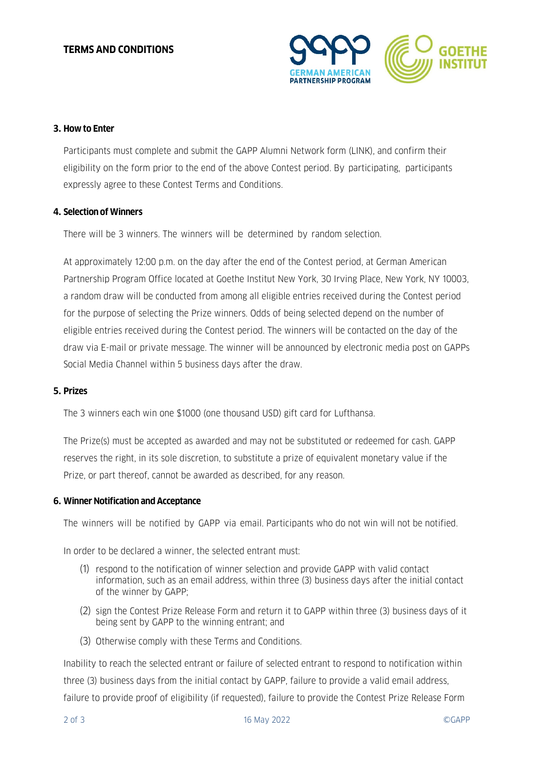**3. How to Enter**

Participants must complete and submit the GAPP Alumni Network form (LINK), and confirm their eligibility on the form prior to the end of the above Contest period. By participating, participants expressly agree to these Contest Terms and Conditions.

**4. Selection of Winners**

There will be 3 winners. The winners will be determined by random selection.

At approximately 12:00 p.m. on the day after the end of the Contest period, at German American Partnership Program Office located at Goethe Institut New York, 30 Irving Place, New York, NY 10003, a random draw will be conducted from among all eligible entries received during the Contest period for the purpose of selecting the Prize winners. Odds of being selected depend on the number of eligible entries received during the Contest period. The winners will be contacted on the day of the draw via E-mail or private message. The winner will be announced by electronic media post on GAPPs Social Media Channel within 5 business days after the draw.

**5. Prizes**

The 3 winners each win one $1000 (one thousand USD) gift card for Lufthansa.

The Prize(s) must be accepted as awarded and may not be substituted or redeemed for cash. GAPP reserves the right, in its sole discretion, to substitute a prize of equivalent monetary value if the Prize, or part thereof, cannot be awarded as described, for any reason.

**6. Winner Notification and Acceptance**

The winners will be notified by GAPP via email. Participants who do not win will not be notified.

In order to be declared a winner, the selected entrant must:

(1) respond to the notification of winner selection and provide GAPP with valid contact information, such as an email address, within three (3) business days after the initial contact of the winner by GAPP;

(2) sign the Contest Prize Release Form and return it to GAPP within three (3) business days of it being sent by GAPP to the winning entrant; and

(3) Otherwise comply with these Terms and Conditions.

Inability to reach the selected entrant or failure of selected entrant to respond to notification within three (3) business days from the initial contact by GAPP, failure to provide a valid email address, failure to provide proof of eligibility (if requested), failure to provide the Contest Prize Release Form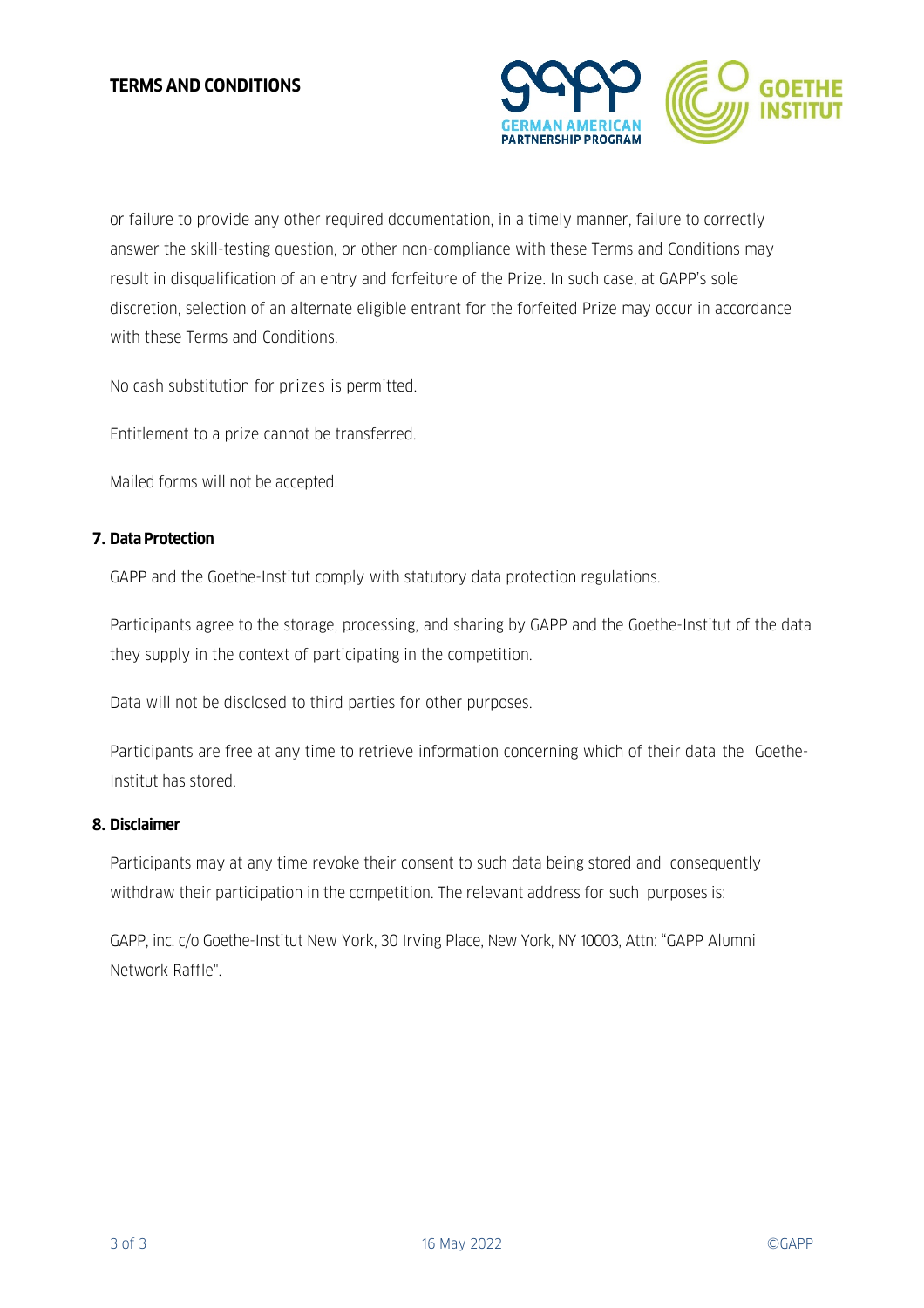or failure to provide any other required documentation, in a timely manner, failure to correctly answer the skill-testing question, or other non-compliance with these Terms and Conditions may result in disqualification of an entry and forfeiture of the Prize. In such case, at GAPP's sole discretion, selection of an alternate eligible entrant for the forfeited Prize may occur in accordance with these Terms and Conditions.

No cash substitution for prizes is permitted.

Entitlement to a prize cannot be transferred.

Mailed forms will not be accepted.

## 7. Data Protection

GAPP and the Goethe-Institut comply with statutory data protection regulations.

Participants agree to the storage, processing, and sharing by GAPP and the Goethe-Institut of the data they supply in the context of participating in the competition.

Data will not be disclosed to third parties for other purposes.

Participants are free at any time to retrieve information concerning which of their data the Goethe-Institut has stored.

## 8. Disclaimer

Participants may at any time revoke their consent to such data being stored and consequently withdraw their participation in the competition. The relevant address for such purposes is:

GAPP, inc. c/o Goethe-Institut New York, 30 Irving Place, New York, NY 10003, Attn: "GAPP Alumni Network Raffle".